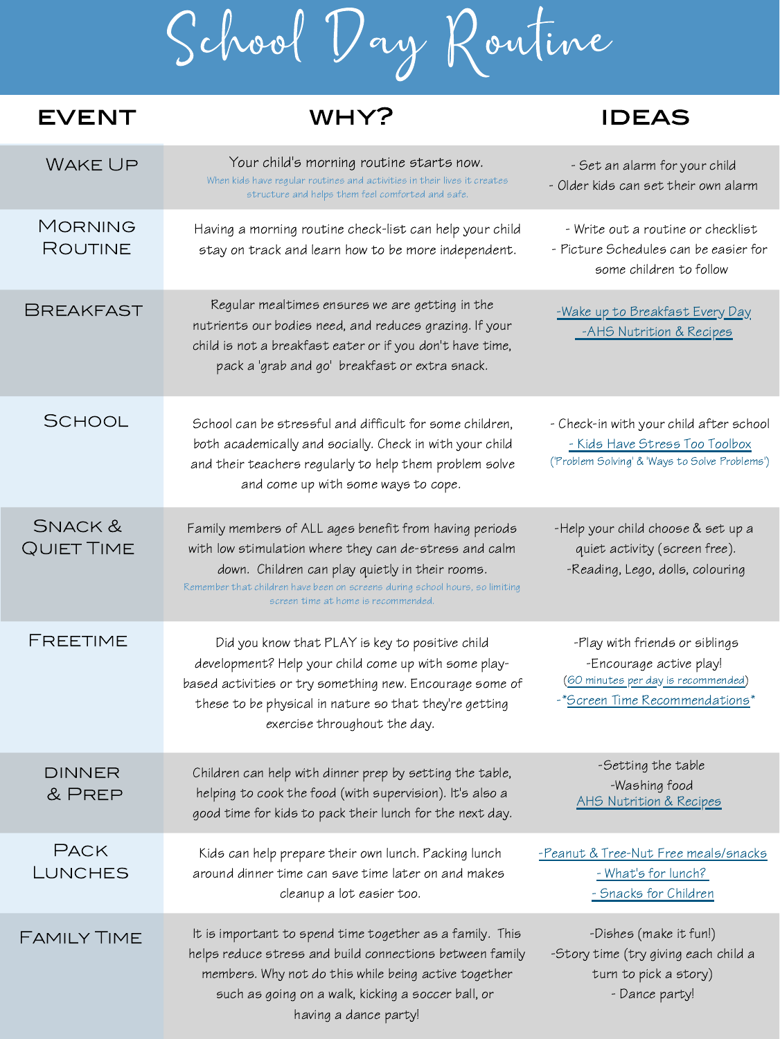# School Day Routine

| EVENT | WHY? | IDEAS |
|---|---|---|
| Wake Up | Your child's morning routine starts now. When kids have regular routines and activities in their lives it creates structure and helps them feel comforted and safe. | - Set an alarm for your child<br>- Older kids can set their own alarm |
| Morning Routine | Having a morning routine check-list can help your child stay on track and learn how to be more independent. | - Write out a routine or checklist<br>- Picture Schedules can be easier for some children to follow |
| Breakfast | Regular mealtimes ensures we are getting in the nutrients our bodies need, and reduces grazing. If your child is not a breakfast eater or if you don't have time, pack a 'grab and go' breakfast or extra snack. | -Wake up to Breakfast Every Day<br>-AHS Nutrition & Recipes |
| School | School can be stressful and difficult for some children, both academically and socially. Check in with your child and their teachers regularly to help them problem solve and come up with some ways to cope. | - Check-in with your child after school<br>- Kids Have Stress Too Toolbox<br>('Problem Solving' & 'Ways to Solve Problems') |
| Snack & Quiet Time | Family members of ALL ages benefit from having periods with low stimulation where they can de-stress and calm down. Children can play quietly in their rooms. Remember that children have been on screens during school hours, so limiting screen time at home is recommended. | -Help your child choose & set up a quiet activity (screen free).<br>-Reading, Lego, dolls, colouring |
| Freetime | Did you know that PLAY is key to positive child development? Help your child come up with some play-based activities or try something new. Encourage some of these to be physical in nature so that they're getting exercise throughout the day. | -Play with friends or siblings<br>-Encourage active play!<br>(60 minutes per day is recommended)<br>-*Screen Time Recommendations* |
| Dinner & Prep | Children can help with dinner prep by setting the table, helping to cook the food (with supervision). It's also a good time for kids to pack their lunch for the next day. | -Setting the table<br>-Washing food<br>AHS Nutrition & Recipes |
| Pack Lunches | Kids can help prepare their own lunch. Packing lunch around dinner time can save time later on and makes cleanup a lot easier too. | -Peanut & Tree-Nut Free meals/snacks<br>- What's for lunch?<br>- Snacks for Children |
| Family Time | It is important to spend time together as a family. This helps reduce stress and build connections between family members. Why not do this while being active together such as going on a walk, kicking a soccer ball, or having a dance party! | -Dishes (make it fun!)<br>-Story time (try giving each child a turn to pick a story)<br>- Dance party! |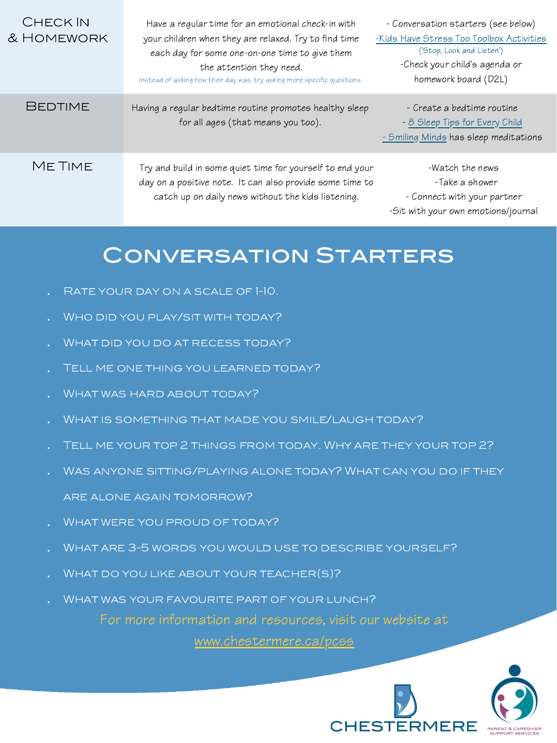| | | |
|---|---|---|
| Check In & Homework | Have a regular time for an emotional check-in with your children when they are relaxed. Try to find time each day for some one-on-one time to give them the attention they need. Instead of asking how their day was, try asking more specific questions | - Conversation starters (see below) -Kids Have Stress Too Toolbox Activities ('Stop, Look and Listen') -Check your child's agenda or homework board (D2L) |
| Bedtime | Having a regular bedtime routine promotes healthy sleep for all ages (that means you too). | - Create a bedtime routine - 8 Sleep Tips for Every Child - Smiling Minds has sleep meditations |
| Me Time | Try and build in some quiet time for yourself to end your day on a positive note. It can also provide some time to catch up on daily news without the kids listening. | -Watch the news -Take a shower - Connect with your partner -Sit with your own emotions/journal |

# Conversation Starters

- Rate your day on a scale of 1-10.
- Who did you play/sit with today?
- What did you do at recess today?
- Tell me one thing you learned today?
- What was hard about today?
- What is something that made you smile/laugh today?
- Tell me your top 2 things from today. Why are they your top 2?
- Was anyone sitting/playing alone today? What can you do if they are alone again tomorrow?
- What were you proud of today?
- What are 3-5 words you would use to describe yourself?
- What do you like about your teacher(s)?
- What was your favourite part of your lunch?

For more information and resources, visit our website at www.chestermere.ca/pcss

CHESTERMERE

PARENT & CAREGIVER SUPPORT SERVICES